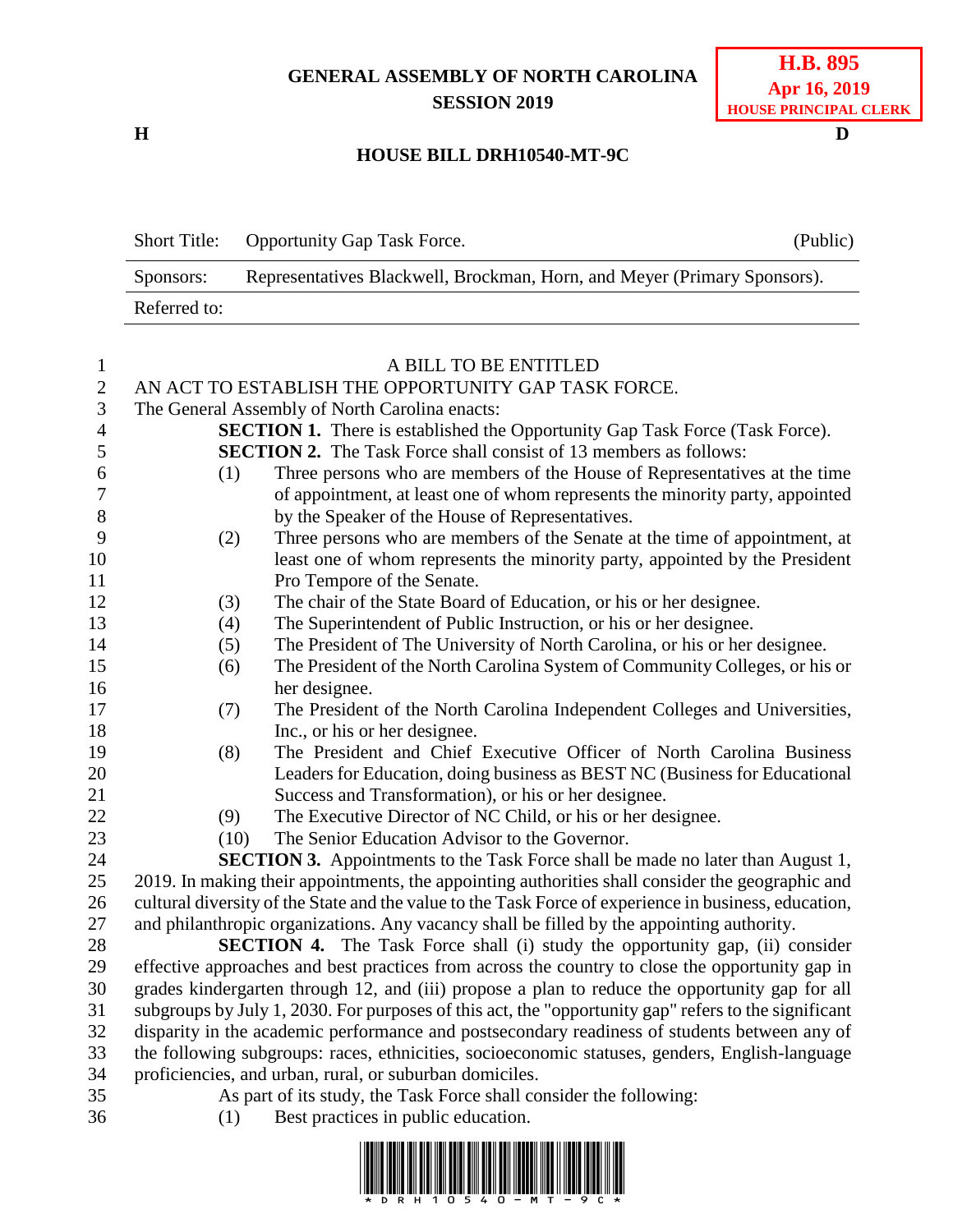**GENERAL ASSEMBLY OF NORTH CAROLINA**
**SESSION 2019**

**H.B. 895**
**Apr 16, 2019**
**HOUSE PRINCIPAL CLERK**

**H** **D**

**HOUSE BILL DRH10540-MT-9C**

| Short Title: | Opportunity Gap Task Force. | (Public) |
|---|---|---|
| Sponsors: | Representatives Blackwell, Brockman, Horn, and Meyer (Primary Sponsors). | |
| Referred to: | | |

A BILL TO BE ENTITLED

AN ACT TO ESTABLISH THE OPPORTUNITY GAP TASK FORCE.

The General Assembly of North Carolina enacts:

**SECTION 1.** There is established the Opportunity Gap Task Force (Task Force).

**SECTION 2.** The Task Force shall consist of 13 members as follows:

(1) Three persons who are members of the House of Representatives at the time of appointment, at least one of whom represents the minority party, appointed by the Speaker of the House of Representatives.

(2) Three persons who are members of the Senate at the time of appointment, at least one of whom represents the minority party, appointed by the President Pro Tempore of the Senate.

(3) The chair of the State Board of Education, or his or her designee.

(4) The Superintendent of Public Instruction, or his or her designee.

(5) The President of The University of North Carolina, or his or her designee.

(6) The President of the North Carolina System of Community Colleges, or his or her designee.

(7) The President of the North Carolina Independent Colleges and Universities, Inc., or his or her designee.

(8) The President and Chief Executive Officer of North Carolina Business Leaders for Education, doing business as BEST NC (Business for Educational Success and Transformation), or his or her designee.

(9) The Executive Director of NC Child, or his or her designee.

(10) The Senior Education Advisor to the Governor.

**SECTION 3.** Appointments to the Task Force shall be made no later than August 1, 2019. In making their appointments, the appointing authorities shall consider the geographic and cultural diversity of the State and the value to the Task Force of experience in business, education, and philanthropic organizations. Any vacancy shall be filled by the appointing authority.

**SECTION 4.** The Task Force shall (i) study the opportunity gap, (ii) consider effective approaches and best practices from across the country to close the opportunity gap in grades kindergarten through 12, and (iii) propose a plan to reduce the opportunity gap for all subgroups by July 1, 2030. For purposes of this act, the "opportunity gap" refers to the significant disparity in the academic performance and postsecondary readiness of students between any of the following subgroups: races, ethnicities, socioeconomic statuses, genders, English-language proficiencies, and urban, rural, or suburban domiciles.

As part of its study, the Task Force shall consider the following:

(1) Best practices in public education.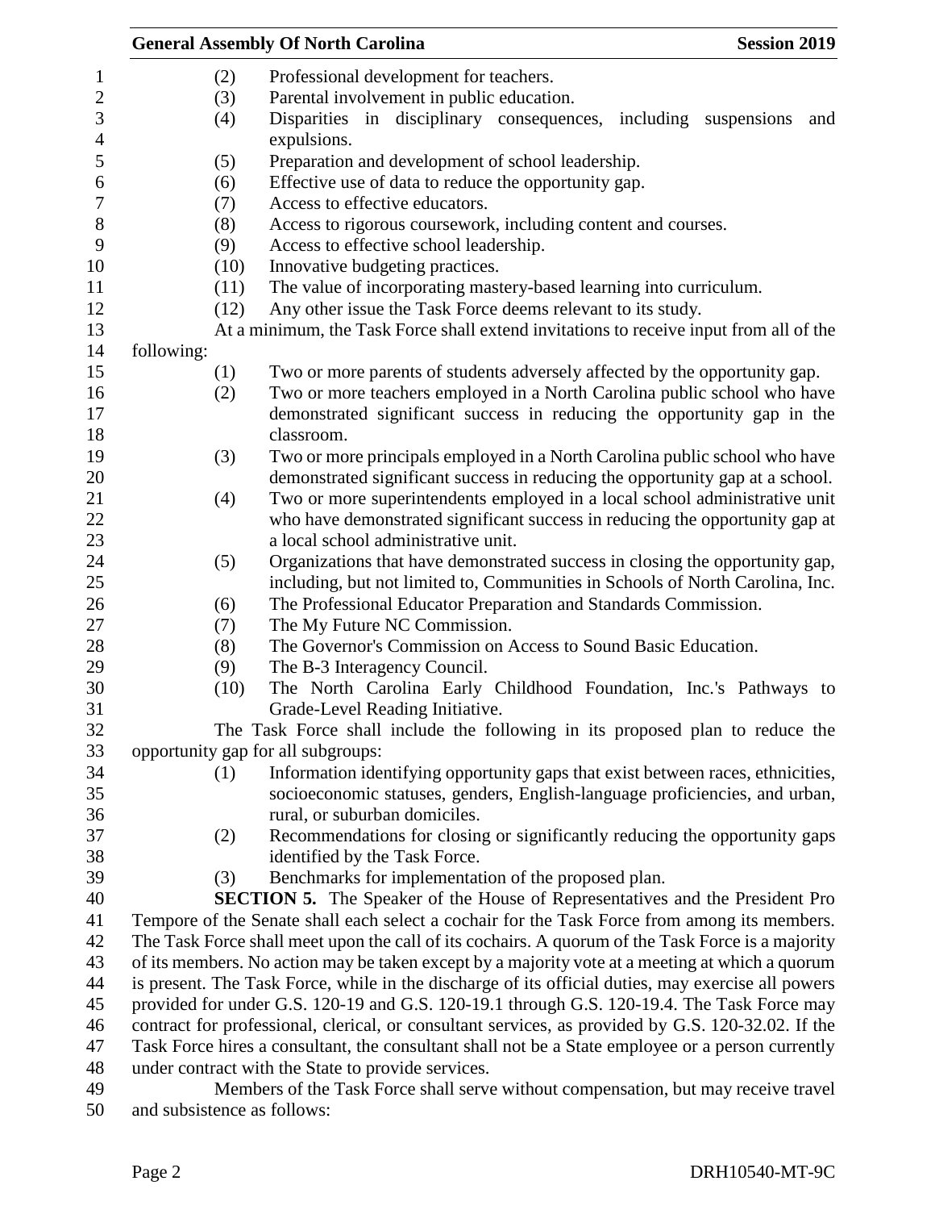(2) Professional development for teachers.

(3) Parental involvement in public education.

(4) Disparities in disciplinary consequences, including suspensions and expulsions.

(5) Preparation and development of school leadership.

(6) Effective use of data to reduce the opportunity gap.

(7) Access to effective educators.

(8) Access to rigorous coursework, including content and courses.

(9) Access to effective school leadership.

(10) Innovative budgeting practices.

(11) The value of incorporating mastery-based learning into curriculum.

(12) Any other issue the Task Force deems relevant to its study.

At a minimum, the Task Force shall extend invitations to receive input from all of the following:

(1) Two or more parents of students adversely affected by the opportunity gap.

(2) Two or more teachers employed in a North Carolina public school who have demonstrated significant success in reducing the opportunity gap in the classroom.

(3) Two or more principals employed in a North Carolina public school who have demonstrated significant success in reducing the opportunity gap at a school.

(4) Two or more superintendents employed in a local school administrative unit who have demonstrated significant success in reducing the opportunity gap at a local school administrative unit.

(5) Organizations that have demonstrated success in closing the opportunity gap, including, but not limited to, Communities in Schools of North Carolina, Inc.

(6) The Professional Educator Preparation and Standards Commission.

(7) The My Future NC Commission.

(8) The Governor's Commission on Access to Sound Basic Education.

(9) The B-3 Interagency Council.

(10) The North Carolina Early Childhood Foundation, Inc.'s Pathways to Grade-Level Reading Initiative.

The Task Force shall include the following in its proposed plan to reduce the opportunity gap for all subgroups:

(1) Information identifying opportunity gaps that exist between races, ethnicities, socioeconomic statuses, genders, English-language proficiencies, and urban, rural, or suburban domiciles.

(2) Recommendations for closing or significantly reducing the opportunity gaps identified by the Task Force.

(3) Benchmarks for implementation of the proposed plan.

**SECTION 5.** The Speaker of the House of Representatives and the President Pro Tempore of the Senate shall each select a cochair for the Task Force from among its members. The Task Force shall meet upon the call of its cochairs. A quorum of the Task Force is a majority of its members. No action may be taken except by a majority vote at a meeting at which a quorum is present. The Task Force, while in the discharge of its official duties, may exercise all powers provided for under G.S. 120-19 and G.S. 120-19.1 through G.S. 120-19.4. The Task Force may contract for professional, clerical, or consultant services, as provided by G.S. 120-32.02. If the Task Force hires a consultant, the consultant shall not be a State employee or a person currently under contract with the State to provide services.

Members of the Task Force shall serve without compensation, but may receive travel and subsistence as follows: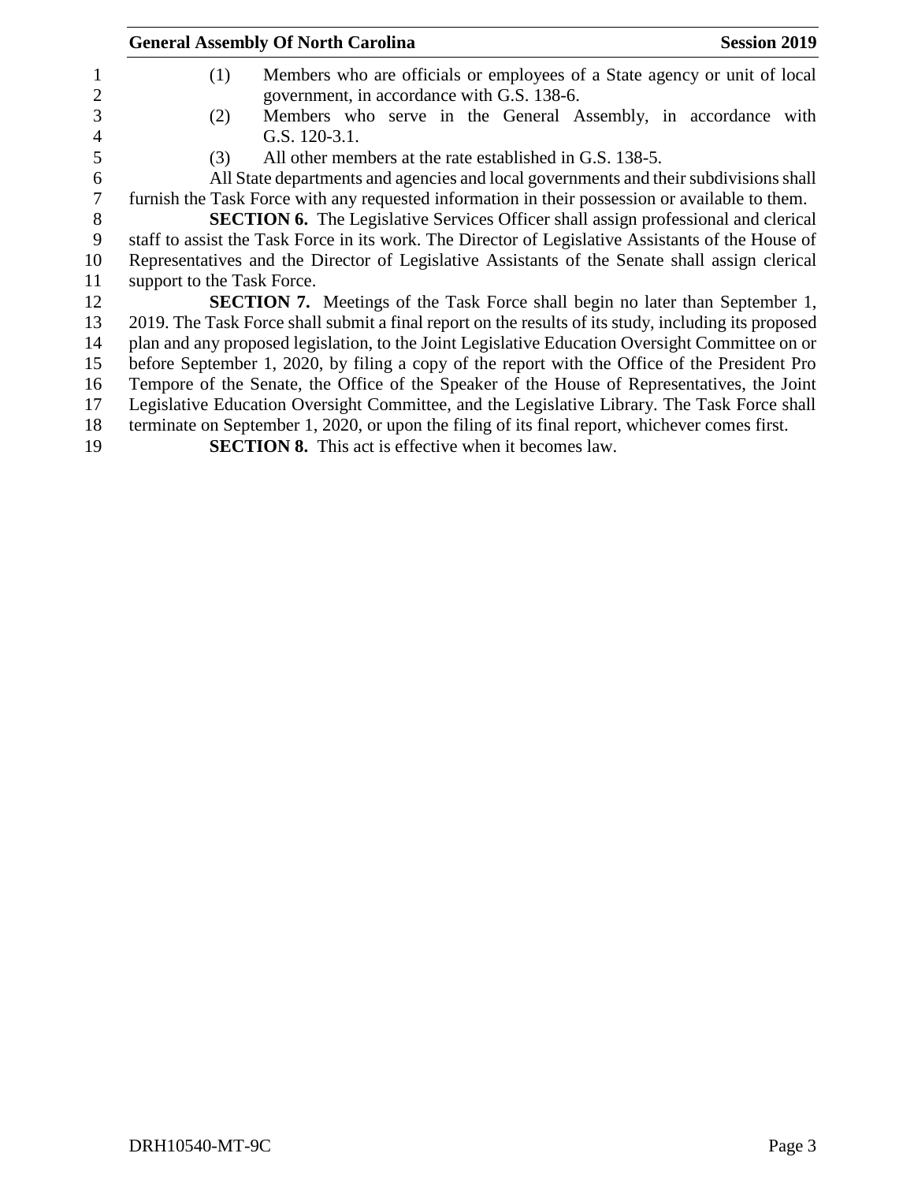(1) Members who are officials or employees of a State agency or unit of local government, in accordance with G.S. 138-6.

(2) Members who serve in the General Assembly, in accordance with G.S. 120-3.1.

(3) All other members at the rate established in G.S. 138-5.

All State departments and agencies and local governments and their subdivisions shall furnish the Task Force with any requested information in their possession or available to them.

**SECTION 6.** The Legislative Services Officer shall assign professional and clerical staff to assist the Task Force in its work. The Director of Legislative Assistants of the House of Representatives and the Director of Legislative Assistants of the Senate shall assign clerical support to the Task Force.

**SECTION 7.** Meetings of the Task Force shall begin no later than September 1, 2019. The Task Force shall submit a final report on the results of its study, including its proposed plan and any proposed legislation, to the Joint Legislative Education Oversight Committee on or before September 1, 2020, by filing a copy of the report with the Office of the President Pro Tempore of the Senate, the Office of the Speaker of the House of Representatives, the Joint Legislative Education Oversight Committee, and the Legislative Library. The Task Force shall terminate on September 1, 2020, or upon the filing of its final report, whichever comes first.

**SECTION 8.** This act is effective when it becomes law.